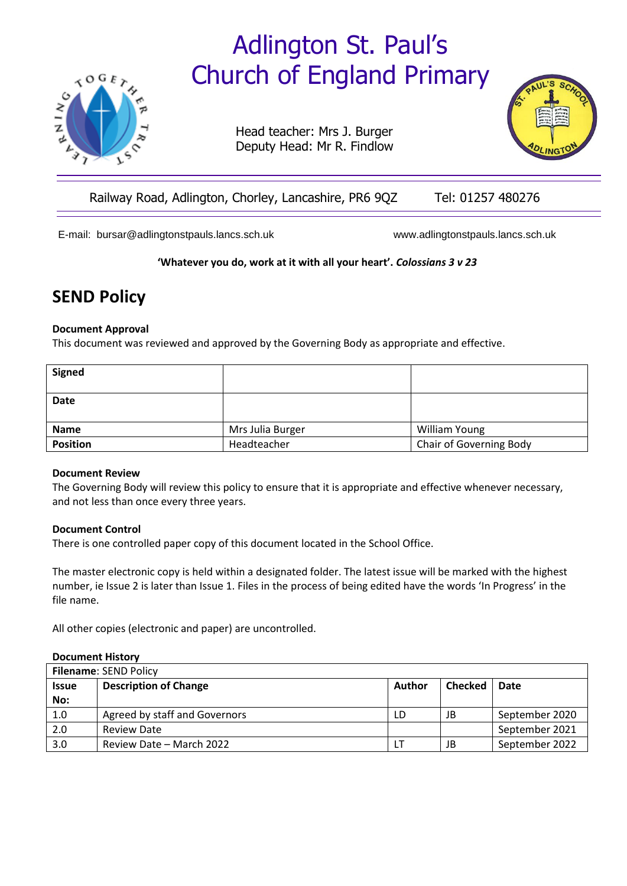# Adlington St. Paul's Church of England Primary

Head teacher: Mrs J. Burger
Deputy Head: Mr R. Findlow

Railway Road, Adlington, Chorley, Lancashire, PR6 9QZ Tel: 01257 480276

E-mail: bursar@adlingtonstpauls.lancs.sch.uk www.adlingtonstpauls.lancs.sch.uk

**'Whatever you do, work at it with all your heart'. *Colossians 3 v 23***

# SEND Policy

**Document Approval**

This document was reviewed and approved by the Governing Body as appropriate and effective.

| **Signed** | | |
|---|---|---|
| **Date** | | |
| **Name** | Mrs Julia Burger | William Young |
| **Position** | Headteacher | Chair of Governing Body |

**Document Review**

The Governing Body will review this policy to ensure that it is appropriate and effective whenever necessary, and not less than once every three years.

**Document Control**

There is one controlled paper copy of this document located in the School Office.

The master electronic copy is held within a designated folder. The latest issue will be marked with the highest number, ie Issue 2 is later than Issue 1. Files in the process of being edited have the words 'In Progress' in the file name.

All other copies (electronic and paper) are uncontrolled.

**Document History**

| **Filename**: SEND Policy | | | | |
|---|---|---|---|---|
| **Issue No:** | **Description of Change** | **Author** | **Checked** | **Date** |
| 1.0 | Agreed by staff and Governors | LD | JB | September 2020 |
| 2.0 | Review Date | | | September 2021 |
| 3.0 | Review Date – March 2022 | LT | JB | September 2022 |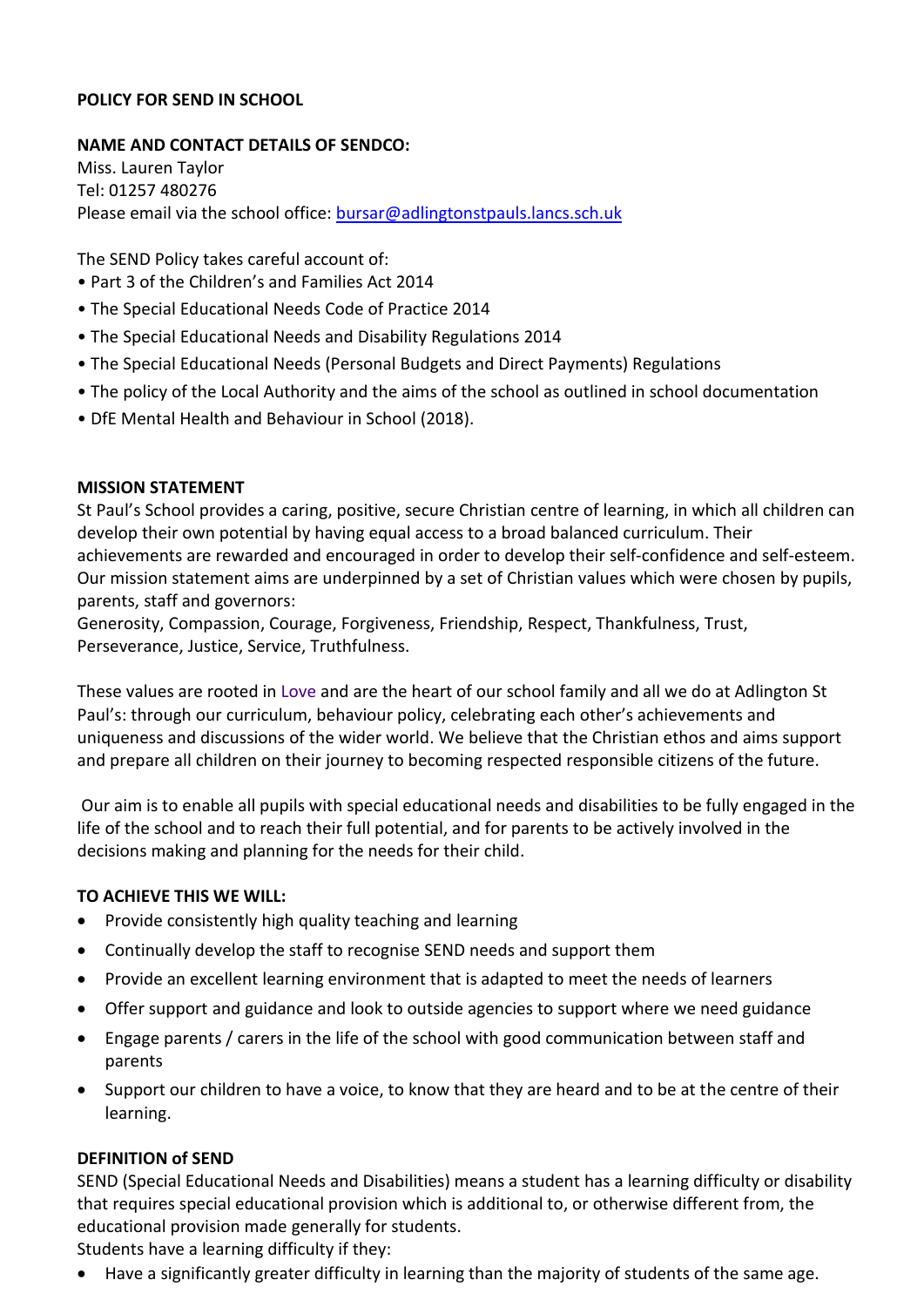**POLICY FOR SEND IN SCHOOL**

**NAME AND CONTACT DETAILS OF SENDCO:**
Miss. Lauren Taylor
Tel: 01257 480276
Please email via the school office: bursar@adlingtonstpauls.lancs.sch.uk

The SEND Policy takes careful account of:
- Part 3 of the Children's and Families Act 2014
- The Special Educational Needs Code of Practice 2014
- The Special Educational Needs and Disability Regulations 2014
- The Special Educational Needs (Personal Budgets and Direct Payments) Regulations
- The policy of the Local Authority and the aims of the school as outlined in school documentation
- DfE Mental Health and Behaviour in School (2018).

**MISSION STATEMENT**
St Paul's School provides a caring, positive, secure Christian centre of learning, in which all children can develop their own potential by having equal access to a broad balanced curriculum. Their achievements are rewarded and encouraged in order to develop their self-confidence and self-esteem. Our mission statement aims are underpinned by a set of Christian values which were chosen by pupils, parents, staff and governors:
Generosity, Compassion, Courage, Forgiveness, Friendship, Respect, Thankfulness, Trust, Perseverance, Justice, Service, Truthfulness.

These values are rooted in Love and are the heart of our school family and all we do at Adlington St Paul's: through our curriculum, behaviour policy, celebrating each other's achievements and uniqueness and discussions of the wider world. We believe that the Christian ethos and aims support and prepare all children on their journey to becoming respected responsible citizens of the future.

Our aim is to enable all pupils with special educational needs and disabilities to be fully engaged in the life of the school and to reach their full potential, and for parents to be actively involved in the decisions making and planning for the needs for their child.

**TO ACHIEVE THIS WE WILL:**
- Provide consistently high quality teaching and learning
- Continually develop the staff to recognise SEND needs and support them
- Provide an excellent learning environment that is adapted to meet the needs of learners
- Offer support and guidance and look to outside agencies to support where we need guidance
- Engage parents / carers in the life of the school with good communication between staff and parents
- Support our children to have a voice, to know that they are heard and to be at the centre of their learning.

**DEFINITION of SEND**
SEND (Special Educational Needs and Disabilities) means a student has a learning difficulty or disability that requires special educational provision which is additional to, or otherwise different from, the educational provision made generally for students.
Students have a learning difficulty if they:
- Have a significantly greater difficulty in learning than the majority of students of the same age.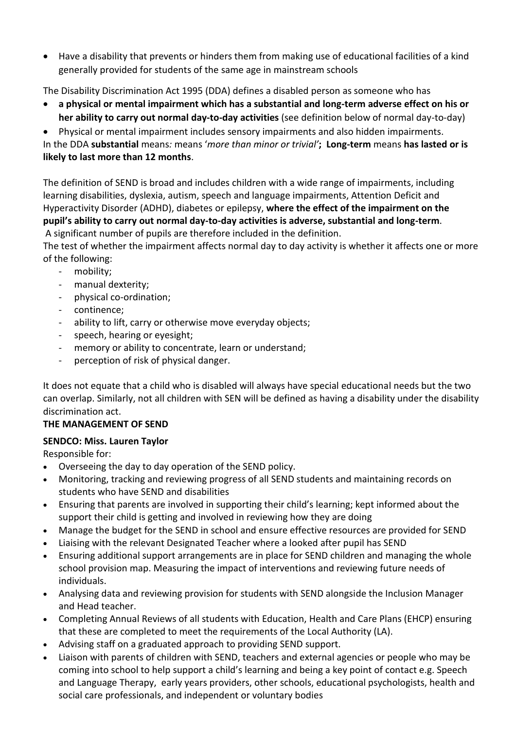- Have a disability that prevents or hinders them from making use of educational facilities of a kind generally provided for students of the same age in mainstream schools

The Disability Discrimination Act 1995 (DDA) defines a disabled person as someone who has

- **a physical or mental impairment which has a substantial and long-term adverse effect on his or her ability to carry out normal day-to-day activities** (see definition below of normal day-to-day)
- Physical or mental impairment includes sensory impairments and also hidden impairments.

In the DDA **substantial** means*:* means '*more than minor or trivial'***;** **Long-term** means **has lasted or is likely to last more than 12 months**.

The definition of SEND is broad and includes children with a wide range of impairments, including learning disabilities, dyslexia, autism, speech and language impairments, Attention Deficit and Hyperactivity Disorder (ADHD), diabetes or epilepsy, **where the effect of the impairment on the pupil's ability to carry out normal day-to-day activities is adverse, substantial and long-term**.
A significant number of pupils are therefore included in the definition.

The test of whether the impairment affects normal day to day activity is whether it affects one or more of the following:

- mobility;
- manual dexterity;
- physical co-ordination;
- continence;
- ability to lift, carry or otherwise move everyday objects;
- speech, hearing or eyesight;
- memory or ability to concentrate, learn or understand;
- perception of risk of physical danger.

It does not equate that a child who is disabled will always have special educational needs but the two can overlap. Similarly, not all children with SEN will be defined as having a disability under the disability discrimination act.

**THE MANAGEMENT OF SEND**

**SENDCO: Miss. Lauren Taylor**

Responsible for:

- Overseeing the day to day operation of the SEND policy.
- Monitoring, tracking and reviewing progress of all SEND students and maintaining records on students who have SEND and disabilities
- Ensuring that parents are involved in supporting their child's learning; kept informed about the support their child is getting and involved in reviewing how they are doing
- Manage the budget for the SEND in school and ensure effective resources are provided for SEND
- Liaising with the relevant Designated Teacher where a looked after pupil has SEND
- Ensuring additional support arrangements are in place for SEND children and managing the whole school provision map. Measuring the impact of interventions and reviewing future needs of individuals.
- Analysing data and reviewing provision for students with SEND alongside the Inclusion Manager and Head teacher.
- Completing Annual Reviews of all students with Education, Health and Care Plans (EHCP) ensuring that these are completed to meet the requirements of the Local Authority (LA).
- Advising staff on a graduated approach to providing SEND support.
- Liaison with parents of children with SEND, teachers and external agencies or people who may be coming into school to help support a child's learning and being a key point of contact e.g. Speech and Language Therapy, early years providers, other schools, educational psychologists, health and social care professionals, and independent or voluntary bodies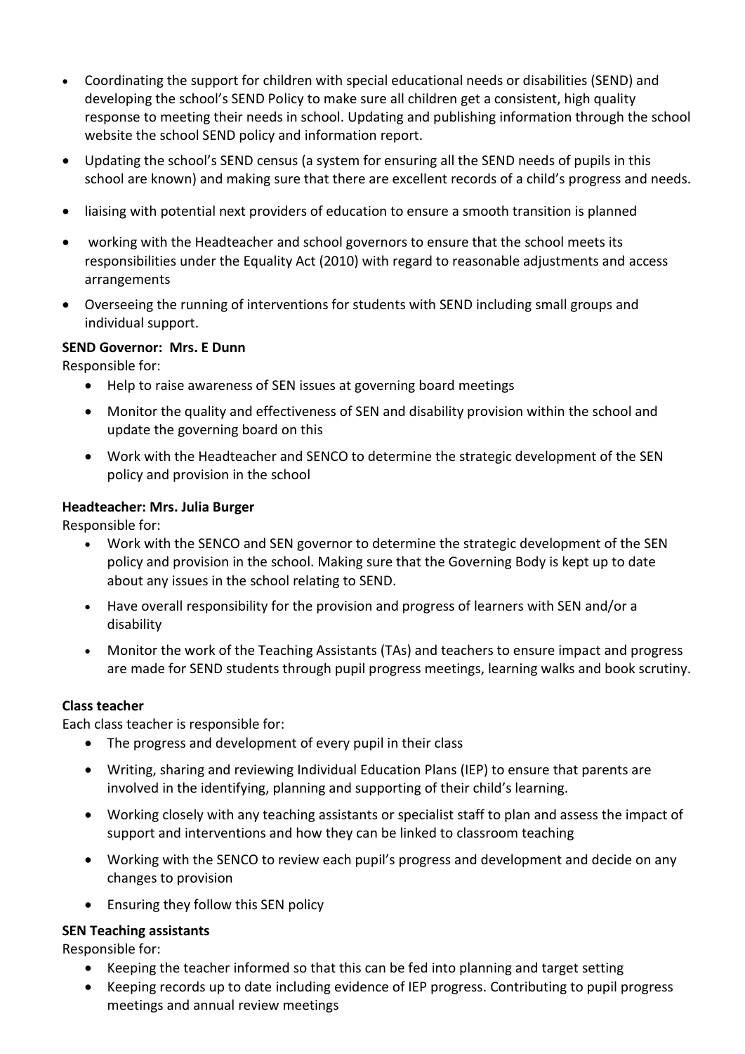- Coordinating the support for children with special educational needs or disabilities (SEND) and developing the school's SEND Policy to make sure all children get a consistent, high quality response to meeting their needs in school. Updating and publishing information through the school website the school SEND policy and information report.
- Updating the school's SEND census (a system for ensuring all the SEND needs of pupils in this school are known) and making sure that there are excellent records of a child's progress and needs.
- liaising with potential next providers of education to ensure a smooth transition is planned
- working with the Headteacher and school governors to ensure that the school meets its responsibilities under the Equality Act (2010) with regard to reasonable adjustments and access arrangements
- Overseeing the running of interventions for students with SEND including small groups and individual support.

**SEND Governor: Mrs. E Dunn**

Responsible for:

- Help to raise awareness of SEN issues at governing board meetings
- Monitor the quality and effectiveness of SEN and disability provision within the school and update the governing board on this
- Work with the Headteacher and SENCO to determine the strategic development of the SEN policy and provision in the school

**Headteacher: Mrs. Julia Burger**

Responsible for:

- Work with the SENCO and SEN governor to determine the strategic development of the SEN policy and provision in the school. Making sure that the Governing Body is kept up to date about any issues in the school relating to SEND.
- Have overall responsibility for the provision and progress of learners with SEN and/or a disability
- Monitor the work of the Teaching Assistants (TAs) and teachers to ensure impact and progress are made for SEND students through pupil progress meetings, learning walks and book scrutiny.

**Class teacher**

Each class teacher is responsible for:

- The progress and development of every pupil in their class
- Writing, sharing and reviewing Individual Education Plans (IEP) to ensure that parents are involved in the identifying, planning and supporting of their child's learning.
- Working closely with any teaching assistants or specialist staff to plan and assess the impact of support and interventions and how they can be linked to classroom teaching
- Working with the SENCO to review each pupil's progress and development and decide on any changes to provision
- Ensuring they follow this SEN policy

**SEN Teaching assistants**

Responsible for:

- Keeping the teacher informed so that this can be fed into planning and target setting
- Keeping records up to date including evidence of IEP progress. Contributing to pupil progress meetings and annual review meetings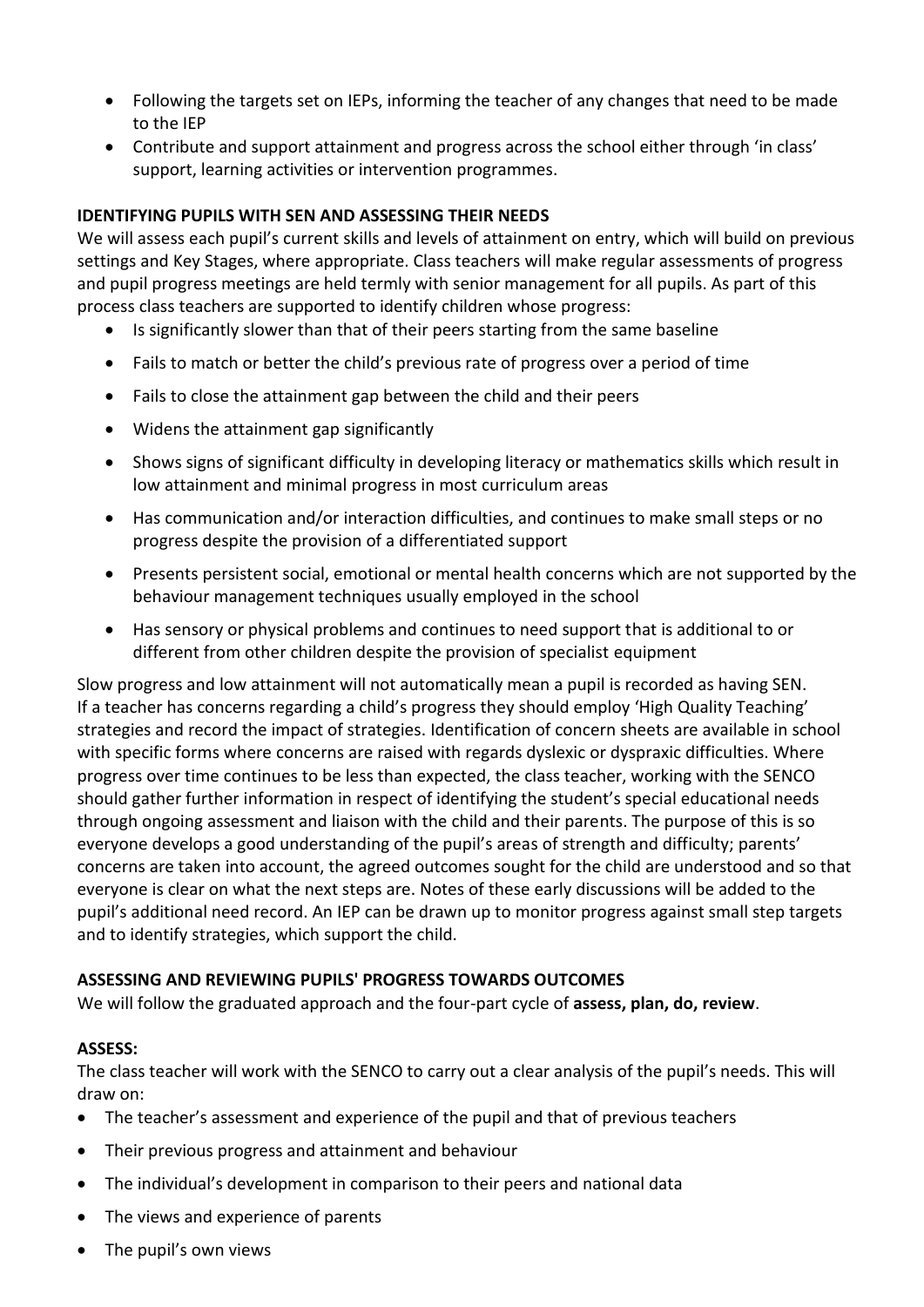- Following the targets set on IEPs, informing the teacher of any changes that need to be made to the IEP
- Contribute and support attainment and progress across the school either through 'in class' support, learning activities or intervention programmes.

**IDENTIFYING PUPILS WITH SEN AND ASSESSING THEIR NEEDS**

We will assess each pupil's current skills and levels of attainment on entry, which will build on previous settings and Key Stages, where appropriate. Class teachers will make regular assessments of progress and pupil progress meetings are held termly with senior management for all pupils. As part of this process class teachers are supported to identify children whose progress:

- Is significantly slower than that of their peers starting from the same baseline
- Fails to match or better the child's previous rate of progress over a period of time
- Fails to close the attainment gap between the child and their peers
- Widens the attainment gap significantly
- Shows signs of significant difficulty in developing literacy or mathematics skills which result in low attainment and minimal progress in most curriculum areas
- Has communication and/or interaction difficulties, and continues to make small steps or no progress despite the provision of a differentiated support
- Presents persistent social, emotional or mental health concerns which are not supported by the behaviour management techniques usually employed in the school
- Has sensory or physical problems and continues to need support that is additional to or different from other children despite the provision of specialist equipment

Slow progress and low attainment will not automatically mean a pupil is recorded as having SEN. If a teacher has concerns regarding a child's progress they should employ 'High Quality Teaching' strategies and record the impact of strategies. Identification of concern sheets are available in school with specific forms where concerns are raised with regards dyslexic or dyspraxic difficulties. Where progress over time continues to be less than expected, the class teacher, working with the SENCO should gather further information in respect of identifying the student's special educational needs through ongoing assessment and liaison with the child and their parents. The purpose of this is so everyone develops a good understanding of the pupil's areas of strength and difficulty; parents' concerns are taken into account, the agreed outcomes sought for the child are understood and so that everyone is clear on what the next steps are. Notes of these early discussions will be added to the pupil's additional need record. An IEP can be drawn up to monitor progress against small step targets and to identify strategies, which support the child.

**ASSESSING AND REVIEWING PUPILS' PROGRESS TOWARDS OUTCOMES**

We will follow the graduated approach and the four-part cycle of **assess, plan, do, review**.

**ASSESS:**

The class teacher will work with the SENCO to carry out a clear analysis of the pupil's needs. This will draw on:

- The teacher's assessment and experience of the pupil and that of previous teachers
- Their previous progress and attainment and behaviour
- The individual's development in comparison to their peers and national data
- The views and experience of parents
- The pupil's own views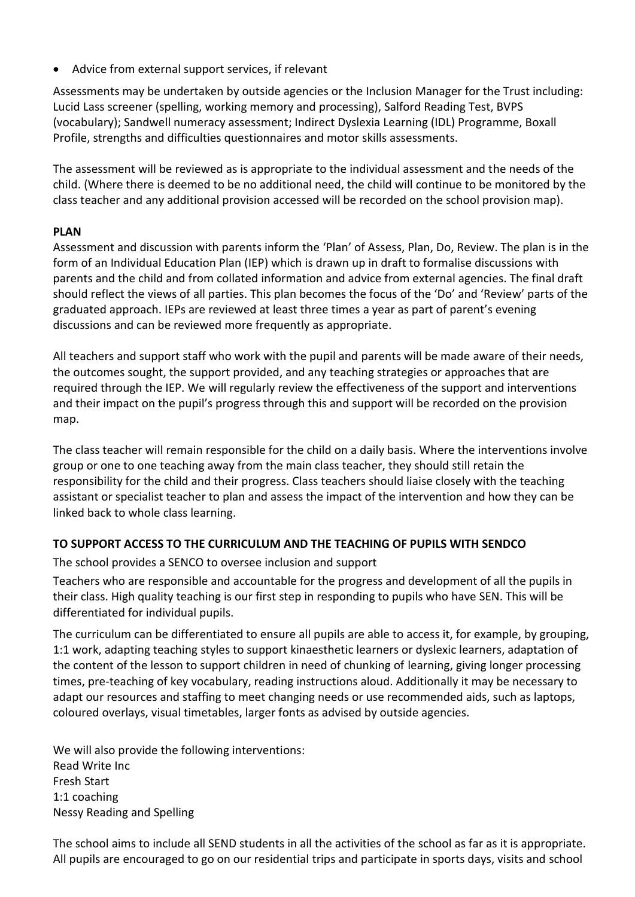- Advice from external support services, if relevant

Assessments may be undertaken by outside agencies or the Inclusion Manager for the Trust including: Lucid Lass screener (spelling, working memory and processing), Salford Reading Test, BVPS (vocabulary); Sandwell numeracy assessment; Indirect Dyslexia Learning (IDL) Programme, Boxall Profile, strengths and difficulties questionnaires and motor skills assessments.

The assessment will be reviewed as is appropriate to the individual assessment and the needs of the child. (Where there is deemed to be no additional need, the child will continue to be monitored by the class teacher and any additional provision accessed will be recorded on the school provision map).

**PLAN**

Assessment and discussion with parents inform the 'Plan' of Assess, Plan, Do, Review. The plan is in the form of an Individual Education Plan (IEP) which is drawn up in draft to formalise discussions with parents and the child and from collated information and advice from external agencies. The final draft should reflect the views of all parties. This plan becomes the focus of the 'Do' and 'Review' parts of the graduated approach. IEPs are reviewed at least three times a year as part of parent's evening discussions and can be reviewed more frequently as appropriate.

All teachers and support staff who work with the pupil and parents will be made aware of their needs, the outcomes sought, the support provided, and any teaching strategies or approaches that are required through the IEP. We will regularly review the effectiveness of the support and interventions and their impact on the pupil's progress through this and support will be recorded on the provision map.

The class teacher will remain responsible for the child on a daily basis. Where the interventions involve group or one to one teaching away from the main class teacher, they should still retain the responsibility for the child and their progress. Class teachers should liaise closely with the teaching assistant or specialist teacher to plan and assess the impact of the intervention and how they can be linked back to whole class learning.

**TO SUPPORT ACCESS TO THE CURRICULUM AND THE TEACHING OF PUPILS WITH SENDCO**

The school provides a SENCO to oversee inclusion and support

Teachers who are responsible and accountable for the progress and development of all the pupils in their class. High quality teaching is our first step in responding to pupils who have SEN. This will be differentiated for individual pupils.

The curriculum can be differentiated to ensure all pupils are able to access it, for example, by grouping, 1:1 work, adapting teaching styles to support kinaesthetic learners or dyslexic learners, adaptation of the content of the lesson to support children in need of chunking of learning, giving longer processing times, pre-teaching of key vocabulary, reading instructions aloud. Additionally it may be necessary to adapt our resources and staffing to meet changing needs or use recommended aids, such as laptops, coloured overlays, visual timetables, larger fonts as advised by outside agencies.

We will also provide the following interventions:
Read Write Inc
Fresh Start
1:1 coaching
Nessy Reading and Spelling

The school aims to include all SEND students in all the activities of the school as far as it is appropriate. All pupils are encouraged to go on our residential trips and participate in sports days, visits and school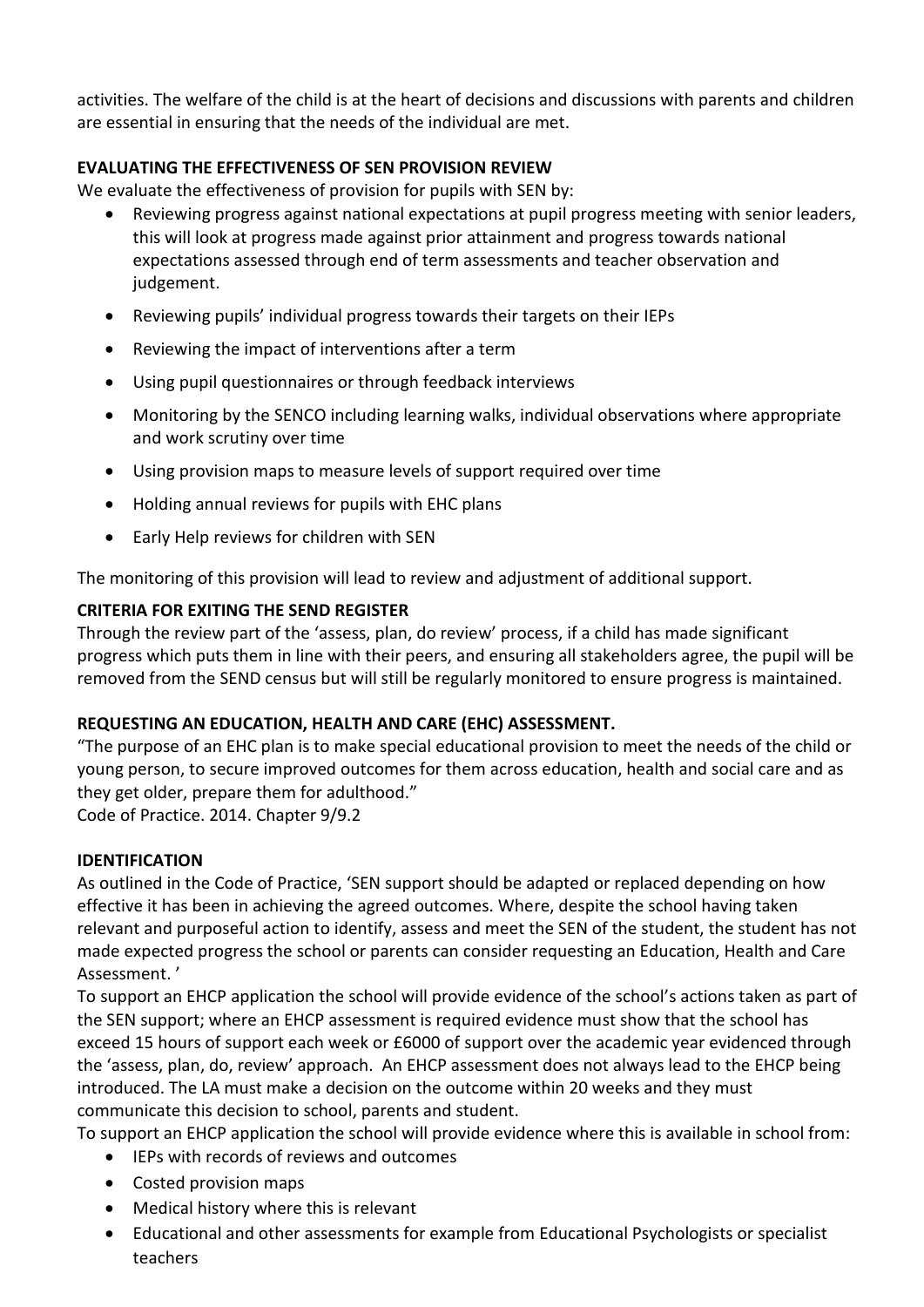activities. The welfare of the child is at the heart of decisions and discussions with parents and children are essential in ensuring that the needs of the individual are met.

**EVALUATING THE EFFECTIVENESS OF SEN PROVISION REVIEW**

We evaluate the effectiveness of provision for pupils with SEN by:

- Reviewing progress against national expectations at pupil progress meeting with senior leaders, this will look at progress made against prior attainment and progress towards national expectations assessed through end of term assessments and teacher observation and judgement.
- Reviewing pupils' individual progress towards their targets on their IEPs
- Reviewing the impact of interventions after a term
- Using pupil questionnaires or through feedback interviews
- Monitoring by the SENCO including learning walks, individual observations where appropriate and work scrutiny over time
- Using provision maps to measure levels of support required over time
- Holding annual reviews for pupils with EHC plans
- Early Help reviews for children with SEN

The monitoring of this provision will lead to review and adjustment of additional support.

**CRITERIA FOR EXITING THE SEND REGISTER**

Through the review part of the 'assess, plan, do review' process, if a child has made significant progress which puts them in line with their peers, and ensuring all stakeholders agree, the pupil will be removed from the SEND census but will still be regularly monitored to ensure progress is maintained.

**REQUESTING AN EDUCATION, HEALTH AND CARE (EHC) ASSESSMENT.**

"The purpose of an EHC plan is to make special educational provision to meet the needs of the child or young person, to secure improved outcomes for them across education, health and social care and as they get older, prepare them for adulthood."
Code of Practice. 2014. Chapter 9/9.2

**IDENTIFICATION**

As outlined in the Code of Practice, 'SEN support should be adapted or replaced depending on how effective it has been in achieving the agreed outcomes. Where, despite the school having taken relevant and purposeful action to identify, assess and meet the SEN of the student, the student has not made expected progress the school or parents can consider requesting an Education, Health and Care Assessment. '

To support an EHCP application the school will provide evidence of the school's actions taken as part of the SEN support; where an EHCP assessment is required evidence must show that the school has exceed 15 hours of support each week or £6000 of support over the academic year evidenced through the 'assess, plan, do, review' approach. An EHCP assessment does not always lead to the EHCP being introduced. The LA must make a decision on the outcome within 20 weeks and they must communicate this decision to school, parents and student.

To support an EHCP application the school will provide evidence where this is available in school from:

- IEPs with records of reviews and outcomes
- Costed provision maps
- Medical history where this is relevant
- Educational and other assessments for example from Educational Psychologists or specialist teachers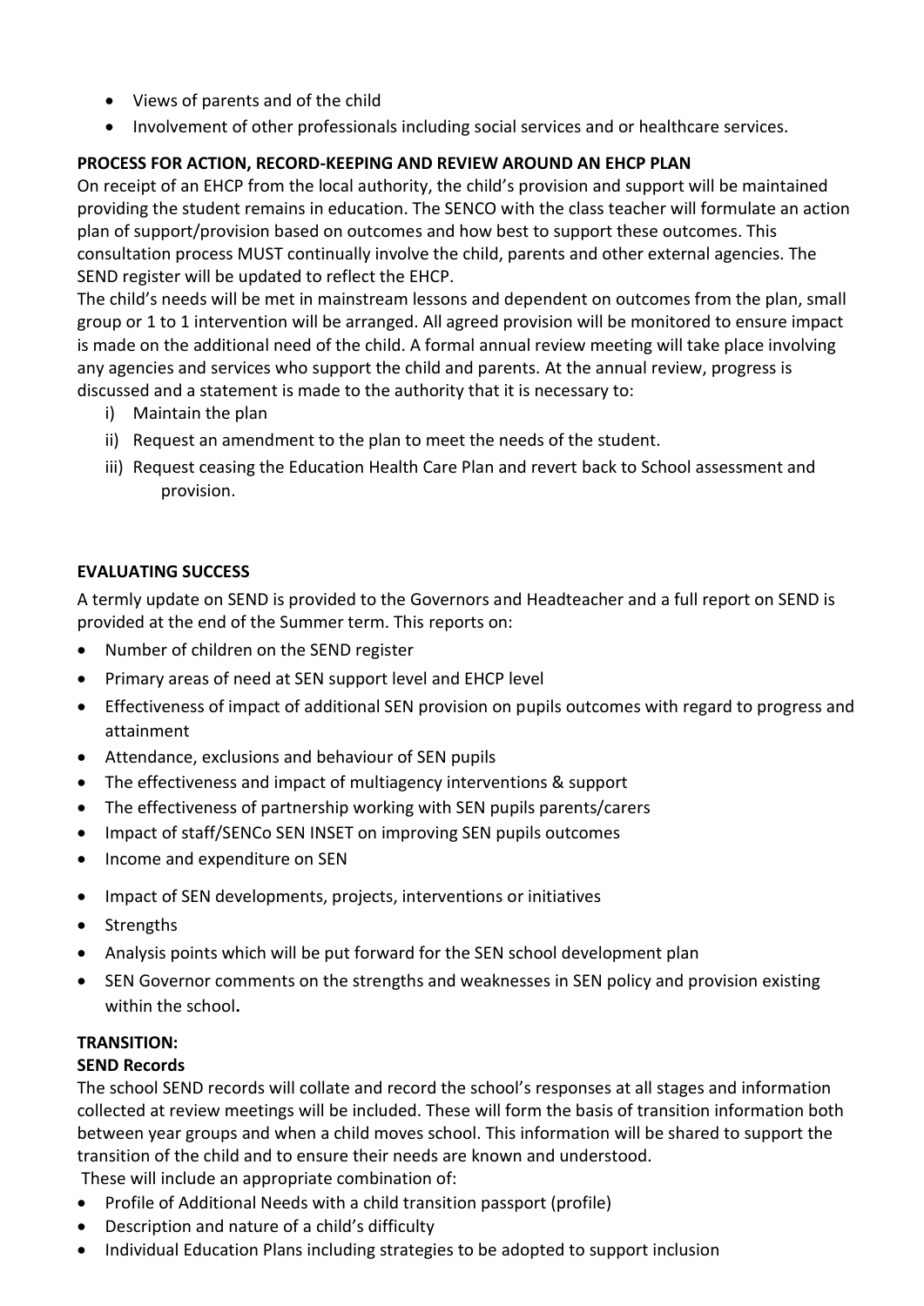- Views of parents and of the child
- Involvement of other professionals including social services and or healthcare services.

**PROCESS FOR ACTION, RECORD-KEEPING AND REVIEW AROUND AN EHCP PLAN**

On receipt of an EHCP from the local authority, the child's provision and support will be maintained providing the student remains in education. The SENCO with the class teacher will formulate an action plan of support/provision based on outcomes and how best to support these outcomes. This consultation process MUST continually involve the child, parents and other external agencies. The SEND register will be updated to reflect the EHCP.

The child's needs will be met in mainstream lessons and dependent on outcomes from the plan, small group or 1 to 1 intervention will be arranged. All agreed provision will be monitored to ensure impact is made on the additional need of the child. A formal annual review meeting will take place involving any agencies and services who support the child and parents. At the annual review, progress is discussed and a statement is made to the authority that it is necessary to:

i) Maintain the plan
ii) Request an amendment to the plan to meet the needs of the student.
iii) Request ceasing the Education Health Care Plan and revert back to School assessment and provision.

**EVALUATING SUCCESS**

A termly update on SEND is provided to the Governors and Headteacher and a full report on SEND is provided at the end of the Summer term. This reports on:

- Number of children on the SEND register
- Primary areas of need at SEN support level and EHCP level
- Effectiveness of impact of additional SEN provision on pupils outcomes with regard to progress and attainment
- Attendance, exclusions and behaviour of SEN pupils
- The effectiveness and impact of multiagency interventions & support
- The effectiveness of partnership working with SEN pupils parents/carers
- Impact of staff/SENCo SEN INSET on improving SEN pupils outcomes
- Income and expenditure on SEN
- Impact of SEN developments, projects, interventions or initiatives
- Strengths
- Analysis points which will be put forward for the SEN school development plan
- SEN Governor comments on the strengths and weaknesses in SEN policy and provision existing within the school**.**

**TRANSITION:**

**SEND Records**

The school SEND records will collate and record the school's responses at all stages and information collected at review meetings will be included. These will form the basis of transition information both between year groups and when a child moves school. This information will be shared to support the transition of the child and to ensure their needs are known and understood.

These will include an appropriate combination of:

- Profile of Additional Needs with a child transition passport (profile)
- Description and nature of a child's difficulty
- Individual Education Plans including strategies to be adopted to support inclusion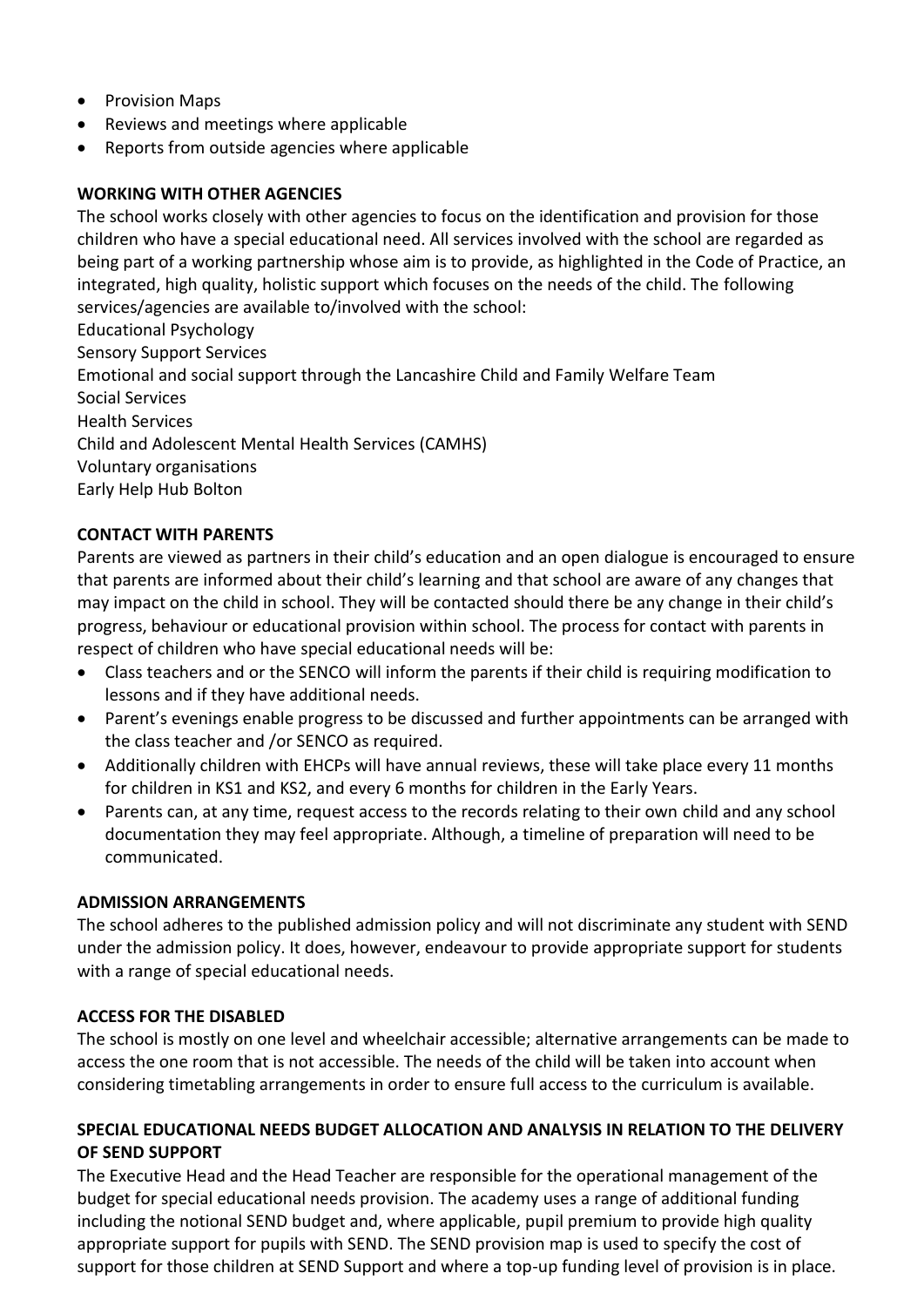- Provision Maps
- Reviews and meetings where applicable
- Reports from outside agencies where applicable

**WORKING WITH OTHER AGENCIES**

The school works closely with other agencies to focus on the identification and provision for those children who have a special educational need. All services involved with the school are regarded as being part of a working partnership whose aim is to provide, as highlighted in the Code of Practice, an integrated, high quality, holistic support which focuses on the needs of the child. The following services/agencies are available to/involved with the school:

Educational Psychology
Sensory Support Services
Emotional and social support through the Lancashire Child and Family Welfare Team
Social Services
Health Services
Child and Adolescent Mental Health Services (CAMHS)
Voluntary organisations
Early Help Hub Bolton

**CONTACT WITH PARENTS**

Parents are viewed as partners in their child's education and an open dialogue is encouraged to ensure that parents are informed about their child's learning and that school are aware of any changes that may impact on the child in school. They will be contacted should there be any change in their child's progress, behaviour or educational provision within school. The process for contact with parents in respect of children who have special educational needs will be:

- Class teachers and or the SENCO will inform the parents if their child is requiring modification to lessons and if they have additional needs.
- Parent's evenings enable progress to be discussed and further appointments can be arranged with the class teacher and /or SENCO as required.
- Additionally children with EHCPs will have annual reviews, these will take place every 11 months for children in KS1 and KS2, and every 6 months for children in the Early Years.
- Parents can, at any time, request access to the records relating to their own child and any school documentation they may feel appropriate. Although, a timeline of preparation will need to be communicated.

**ADMISSION ARRANGEMENTS**

The school adheres to the published admission policy and will not discriminate any student with SEND under the admission policy. It does, however, endeavour to provide appropriate support for students with a range of special educational needs.

**ACCESS FOR THE DISABLED**

The school is mostly on one level and wheelchair accessible; alternative arrangements can be made to access the one room that is not accessible. The needs of the child will be taken into account when considering timetabling arrangements in order to ensure full access to the curriculum is available.

**SPECIAL EDUCATIONAL NEEDS BUDGET ALLOCATION AND ANALYSIS IN RELATION TO THE DELIVERY OF SEND SUPPORT**

The Executive Head and the Head Teacher are responsible for the operational management of the budget for special educational needs provision. The academy uses a range of additional funding including the notional SEND budget and, where applicable, pupil premium to provide high quality appropriate support for pupils with SEND. The SEND provision map is used to specify the cost of support for those children at SEND Support and where a top-up funding level of provision is in place.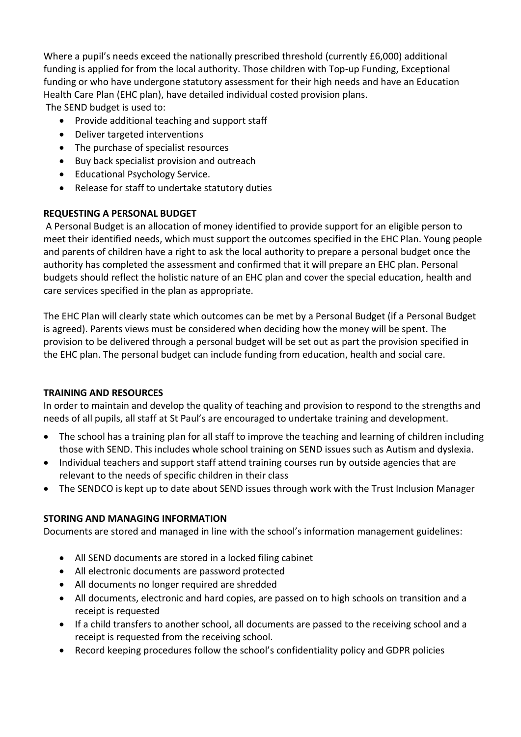Where a pupil's needs exceed the nationally prescribed threshold (currently £6,000) additional funding is applied for from the local authority. Those children with Top-up Funding, Exceptional funding or who have undergone statutory assessment for their high needs and have an Education Health Care Plan (EHC plan), have detailed individual costed provision plans.

The SEND budget is used to:

- Provide additional teaching and support staff
- Deliver targeted interventions
- The purchase of specialist resources
- Buy back specialist provision and outreach
- Educational Psychology Service.
- Release for staff to undertake statutory duties

**REQUESTING A PERSONAL BUDGET**

A Personal Budget is an allocation of money identified to provide support for an eligible person to meet their identified needs, which must support the outcomes specified in the EHC Plan. Young people and parents of children have a right to ask the local authority to prepare a personal budget once the authority has completed the assessment and confirmed that it will prepare an EHC plan. Personal budgets should reflect the holistic nature of an EHC plan and cover the special education, health and care services specified in the plan as appropriate.

The EHC Plan will clearly state which outcomes can be met by a Personal Budget (if a Personal Budget is agreed). Parents views must be considered when deciding how the money will be spent. The provision to be delivered through a personal budget will be set out as part the provision specified in the EHC plan. The personal budget can include funding from education, health and social care.

**TRAINING AND RESOURCES**

In order to maintain and develop the quality of teaching and provision to respond to the strengths and needs of all pupils, all staff at St Paul's are encouraged to undertake training and development.

- The school has a training plan for all staff to improve the teaching and learning of children including those with SEND. This includes whole school training on SEND issues such as Autism and dyslexia.
- Individual teachers and support staff attend training courses run by outside agencies that are relevant to the needs of specific children in their class
- The SENDCO is kept up to date about SEND issues through work with the Trust Inclusion Manager

**STORING AND MANAGING INFORMATION**

Documents are stored and managed in line with the school's information management guidelines:

- All SEND documents are stored in a locked filing cabinet
- All electronic documents are password protected
- All documents no longer required are shredded
- All documents, electronic and hard copies, are passed on to high schools on transition and a receipt is requested
- If a child transfers to another school, all documents are passed to the receiving school and a receipt is requested from the receiving school.
- Record keeping procedures follow the school's confidentiality policy and GDPR policies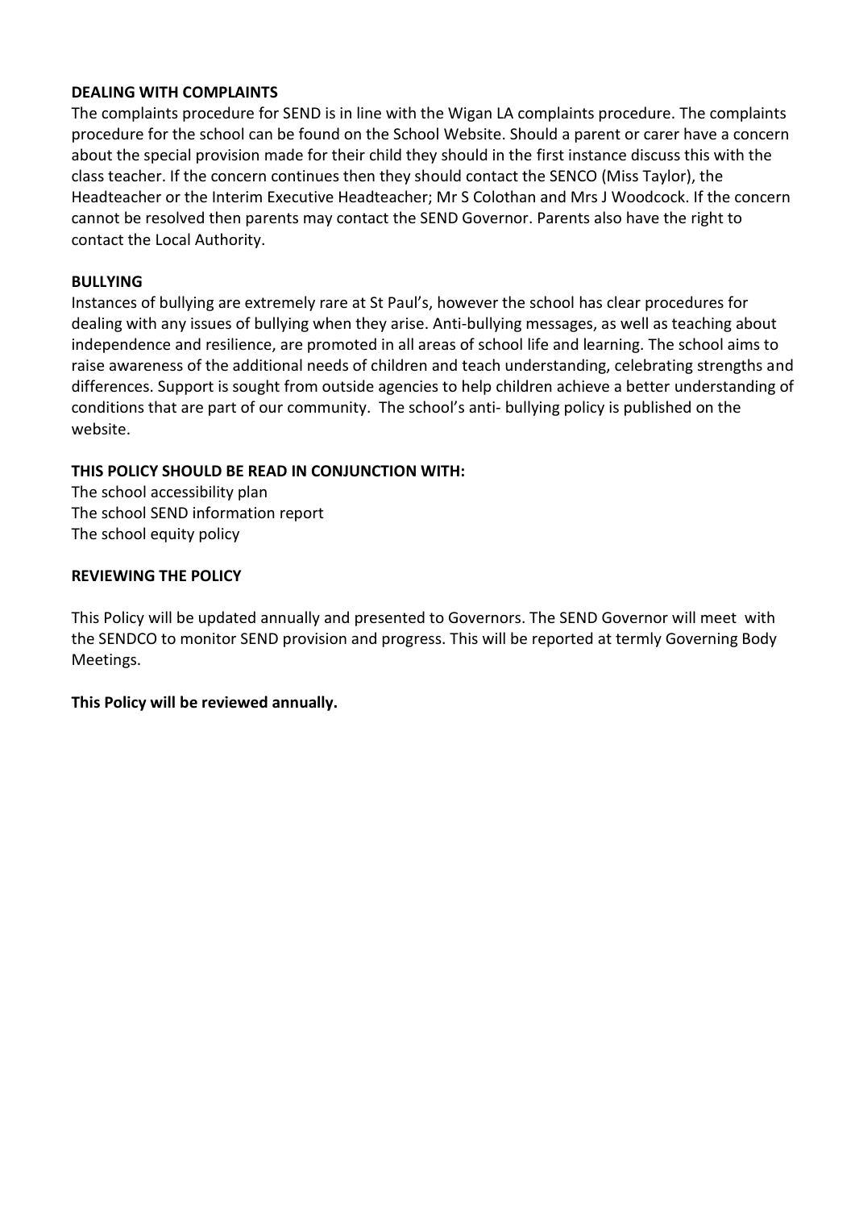**DEALING WITH COMPLAINTS**

The complaints procedure for SEND is in line with the Wigan LA complaints procedure. The complaints procedure for the school can be found on the School Website. Should a parent or carer have a concern about the special provision made for their child they should in the first instance discuss this with the class teacher. If the concern continues then they should contact the SENCO (Miss Taylor), the Headteacher or the Interim Executive Headteacher; Mr S Colothan and Mrs J Woodcock. If the concern cannot be resolved then parents may contact the SEND Governor. Parents also have the right to contact the Local Authority.

**BULLYING**

Instances of bullying are extremely rare at St Paul's, however the school has clear procedures for dealing with any issues of bullying when they arise. Anti-bullying messages, as well as teaching about independence and resilience, are promoted in all areas of school life and learning. The school aims to raise awareness of the additional needs of children and teach understanding, celebrating strengths and differences. Support is sought from outside agencies to help children achieve a better understanding of conditions that are part of our community. The school's anti- bullying policy is published on the website.

**THIS POLICY SHOULD BE READ IN CONJUNCTION WITH:**

The school accessibility plan
The school SEND information report
The school equity policy

**REVIEWING THE POLICY**

This Policy will be updated annually and presented to Governors. The SEND Governor will meet with the SENDCO to monitor SEND provision and progress. This will be reported at termly Governing Body Meetings.

**This Policy will be reviewed annually.**